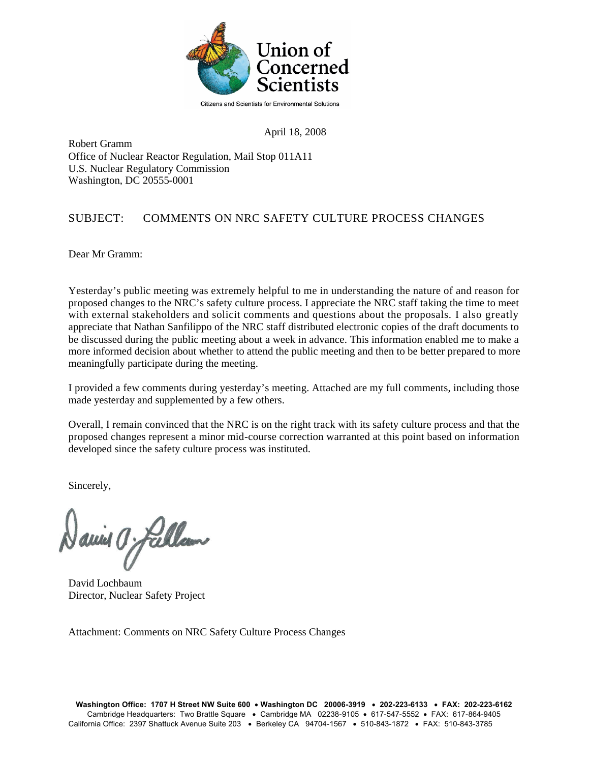Union of Concerned Scientists

Citizens and Scientists for Environmental Solutions

April 18, 2008

Robert Gramm
Office of Nuclear Reactor Regulation, Mail Stop 011A11
U.S. Nuclear Regulatory Commission
Washington, DC 20555-0001

SUBJECT: COMMENTS ON NRC SAFETY CULTURE PROCESS CHANGES

Dear Mr Gramm:

Yesterday's public meeting was extremely helpful to me in understanding the nature of and reason for proposed changes to the NRC's safety culture process. I appreciate the NRC staff taking the time to meet with external stakeholders and solicit comments and questions about the proposals. I also greatly appreciate that Nathan Sanfilippo of the NRC staff distributed electronic copies of the draft documents to be discussed during the public meeting about a week in advance. This information enabled me to make a more informed decision about whether to attend the public meeting and then to be better prepared to more meaningfully participate during the meeting.

I provided a few comments during yesterday's meeting. Attached are my full comments, including those made yesterday and supplemented by a few others.

Overall, I remain convinced that the NRC is on the right track with its safety culture process and that the proposed changes represent a minor mid-course correction warranted at this point based on information developed since the safety culture process was instituted.

Sincerely,

David Lochbaum
Director, Nuclear Safety Project

Attachment: Comments on NRC Safety Culture Process Changes

**Washington Office: 1707 H Street NW Suite 600 • Washington DC 20006-3919 • 202-223-6133 • FAX: 202-223-6162**
Cambridge Headquarters: Two Brattle Square • Cambridge MA 02238-9105 • 617-547-5552 • FAX: 617-864-9405
California Office: 2397 Shattuck Avenue Suite 203 • Berkeley CA 94704-1567 • 510-843-1872 • FAX: 510-843-3785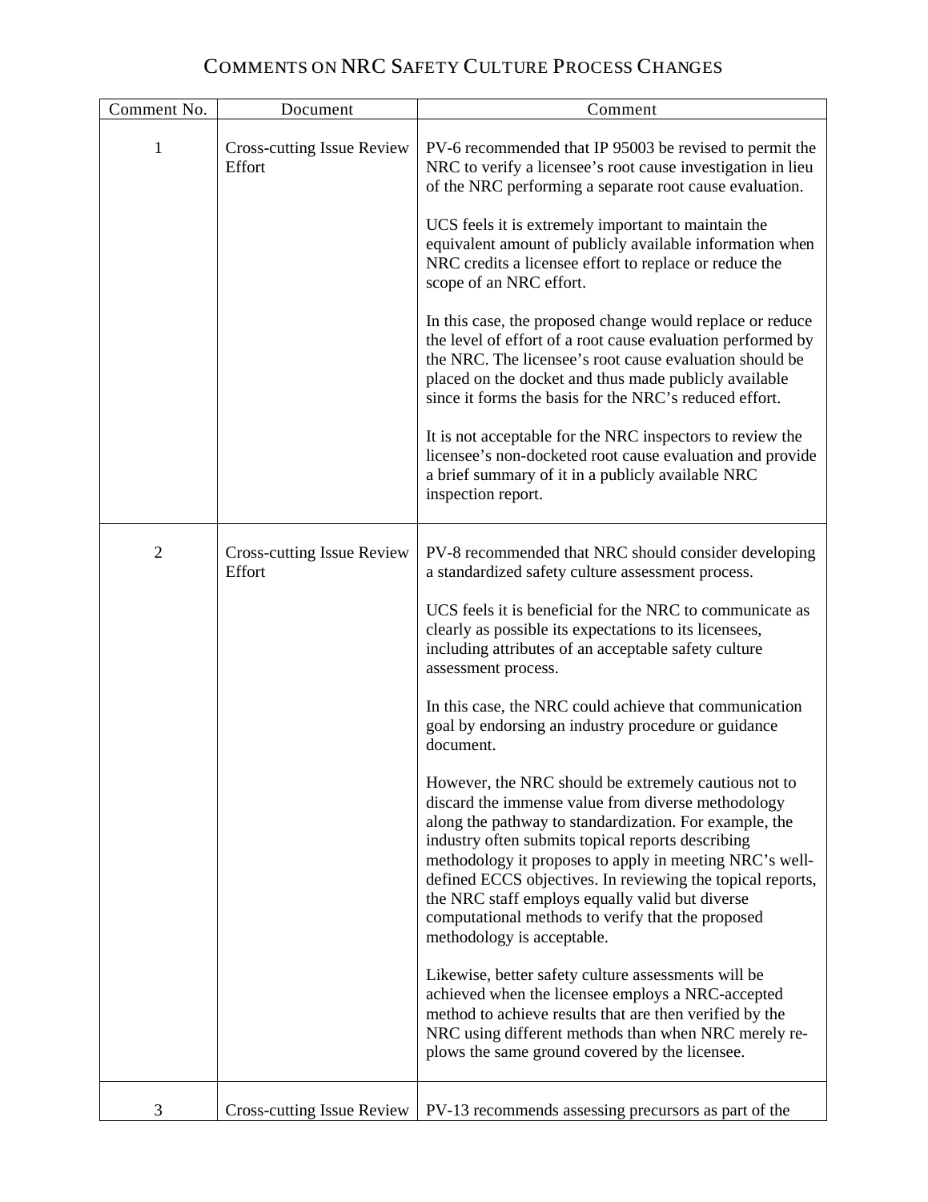# COMMENTS ON NRC SAFETY CULTURE PROCESS CHANGES

| Comment No. | Document | Comment |
|---|---|---|
| 1 | Cross-cutting Issue Review Effort | PV-6 recommended that IP 95003 be revised to permit the NRC to verify a licensee's root cause investigation in lieu of the NRC performing a separate root cause evaluation.<br><br>UCS feels it is extremely important to maintain the equivalent amount of publicly available information when NRC credits a licensee effort to replace or reduce the scope of an NRC effort.<br><br>In this case, the proposed change would replace or reduce the level of effort of a root cause evaluation performed by the NRC. The licensee's root cause evaluation should be placed on the docket and thus made publicly available since it forms the basis for the NRC's reduced effort.<br><br>It is not acceptable for the NRC inspectors to review the licensee's non-docketed root cause evaluation and provide a brief summary of it in a publicly available NRC inspection report. |
| 2 | Cross-cutting Issue Review Effort | PV-8 recommended that NRC should consider developing a standardized safety culture assessment process.<br><br>UCS feels it is beneficial for the NRC to communicate as clearly as possible its expectations to its licensees, including attributes of an acceptable safety culture assessment process.<br><br>In this case, the NRC could achieve that communication goal by endorsing an industry procedure or guidance document.<br><br>However, the NRC should be extremely cautious not to discard the immense value from diverse methodology along the pathway to standardization. For example, the industry often submits topical reports describing methodology it proposes to apply in meeting NRC's well-defined ECCS objectives. In reviewing the topical reports, the NRC staff employs equally valid but diverse computational methods to verify that the proposed methodology is acceptable.<br><br>Likewise, better safety culture assessments will be achieved when the licensee employs a NRC-accepted method to achieve results that are then verified by the NRC using different methods than when NRC merely re-plows the same ground covered by the licensee. |
| 3 | Cross-cutting Issue Review | PV-13 recommends assessing precursors as part of the |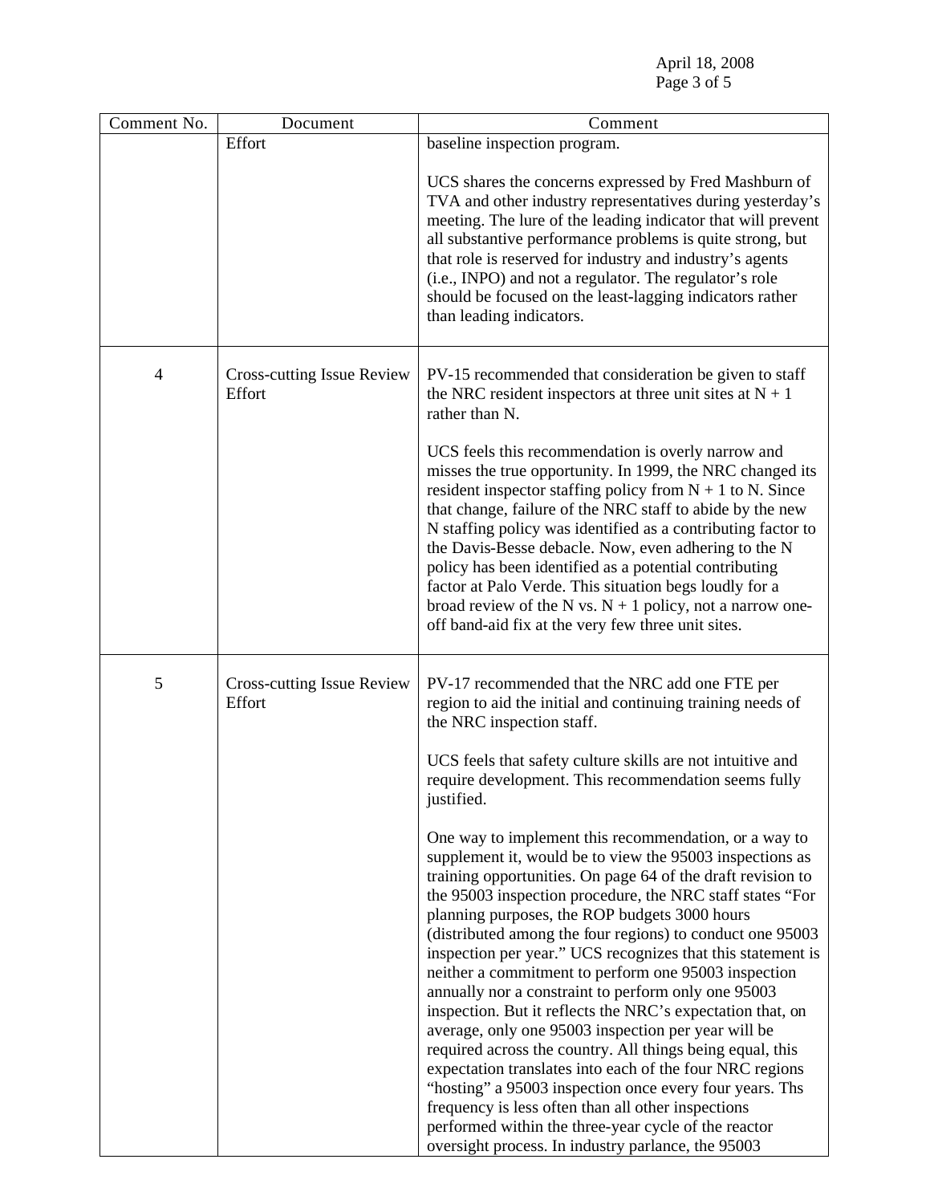| Comment No. | Document | Comment |
|---|---|---|
| | Effort | baseline inspection program.<br><br>UCS shares the concerns expressed by Fred Mashburn of TVA and other industry representatives during yesterday's meeting. The lure of the leading indicator that will prevent all substantive performance problems is quite strong, but that role is reserved for industry and industry's agents (i.e., INPO) and not a regulator. The regulator's role should be focused on the least-lagging indicators rather than leading indicators. |
| 4 | Cross-cutting Issue Review Effort | PV-15 recommended that consideration be given to staff the NRC resident inspectors at three unit sites at N + 1 rather than N.<br><br>UCS feels this recommendation is overly narrow and misses the true opportunity. In 1999, the NRC changed its resident inspector staffing policy from N + 1 to N. Since that change, failure of the NRC staff to abide by the new N staffing policy was identified as a contributing factor to the Davis-Besse debacle. Now, even adhering to the N policy has been identified as a potential contributing factor at Palo Verde. This situation begs loudly for a broad review of the N vs. N + 1 policy, not a narrow one-off band-aid fix at the very few three unit sites. |
| 5 | Cross-cutting Issue Review Effort | PV-17 recommended that the NRC add one FTE per region to aid the initial and continuing training needs of the NRC inspection staff.<br><br>UCS feels that safety culture skills are not intuitive and require development. This recommendation seems fully justified.<br><br>One way to implement this recommendation, or a way to supplement it, would be to view the 95003 inspections as training opportunities. On page 64 of the draft revision to the 95003 inspection procedure, the NRC staff states "For planning purposes, the ROP budgets 3000 hours (distributed among the four regions) to conduct one 95003 inspection per year." UCS recognizes that this statement is neither a commitment to perform one 95003 inspection annually nor a constraint to perform only one 95003 inspection. But it reflects the NRC's expectation that, on average, only one 95003 inspection per year will be required across the country. All things being equal, this expectation translates into each of the four NRC regions "hosting" a 95003 inspection once every four years. Ths frequency is less often than all other inspections performed within the three-year cycle of the reactor oversight process. In industry parlance, the 95003 |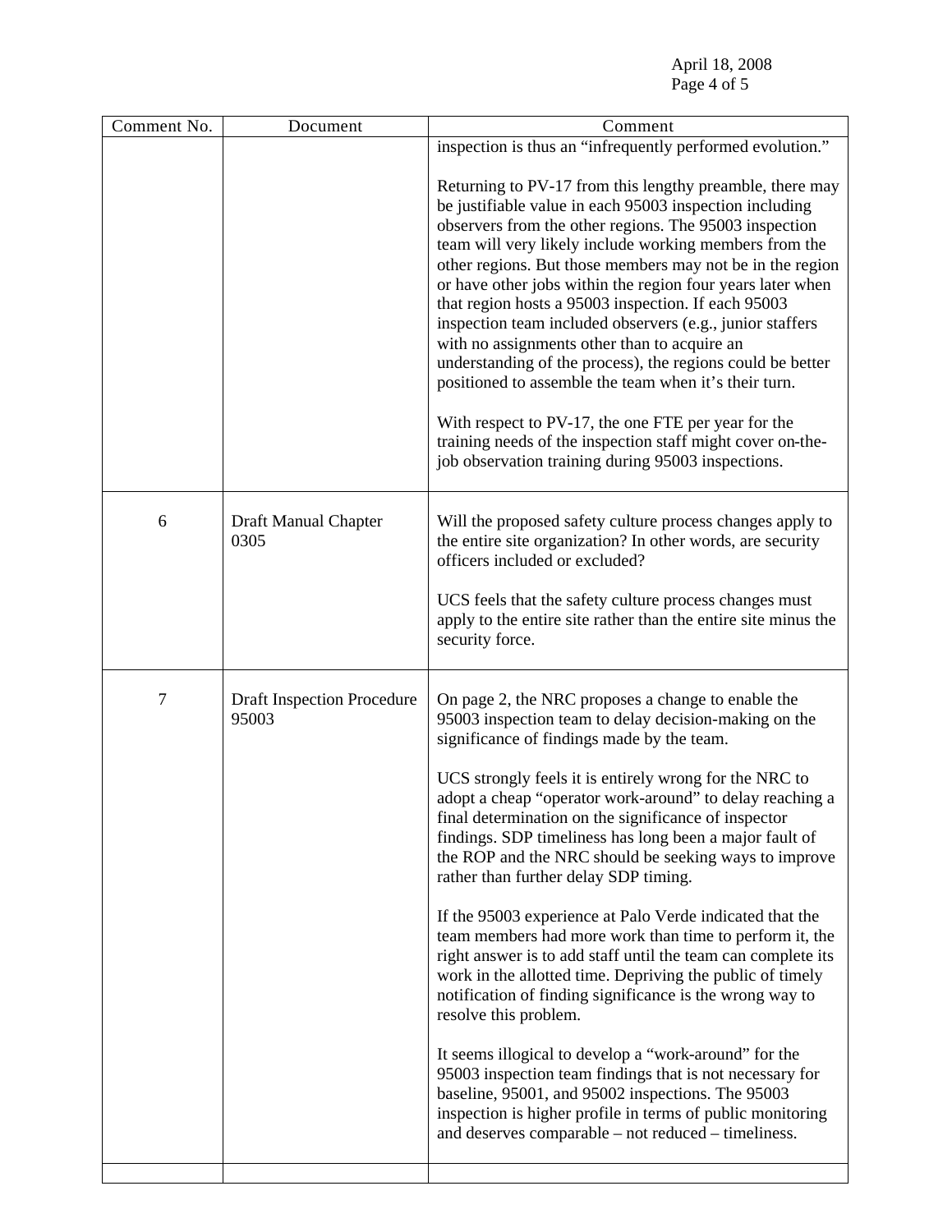| Comment No. | Document | Comment |
|---|---|---|
| | | inspection is thus an "infrequently performed evolution."<br><br>Returning to PV-17 from this lengthy preamble, there may be justifiable value in each 95003 inspection including observers from the other regions. The 95003 inspection team will very likely include working members from the other regions. But those members may not be in the region or have other jobs within the region four years later when that region hosts a 95003 inspection. If each 95003 inspection team included observers (e.g., junior staffers with no assignments other than to acquire an understanding of the process), the regions could be better positioned to assemble the team when it's their turn.<br><br>With respect to PV-17, the one FTE per year for the training needs of the inspection staff might cover on-the-job observation training during 95003 inspections. |
| 6 | Draft Manual Chapter 0305 | Will the proposed safety culture process changes apply to the entire site organization? In other words, are security officers included or excluded?<br><br>UCS feels that the safety culture process changes must apply to the entire site rather than the entire site minus the security force. |
| 7 | Draft Inspection Procedure 95003 | On page 2, the NRC proposes a change to enable the 95003 inspection team to delay decision-making on the significance of findings made by the team.<br><br>UCS strongly feels it is entirely wrong for the NRC to adopt a cheap "operator work-around" to delay reaching a final determination on the significance of inspector findings. SDP timeliness has long been a major fault of the ROP and the NRC should be seeking ways to improve rather than further delay SDP timing.<br><br>If the 95003 experience at Palo Verde indicated that the team members had more work than time to perform it, the right answer is to add staff until the team can complete its work in the allotted time. Depriving the public of timely notification of finding significance is the wrong way to resolve this problem.<br><br>It seems illogical to develop a "work-around" for the 95003 inspection team findings that is not necessary for baseline, 95001, and 95002 inspections. The 95003 inspection is higher profile in terms of public monitoring and deserves comparable – not reduced – timeliness. |
| | | |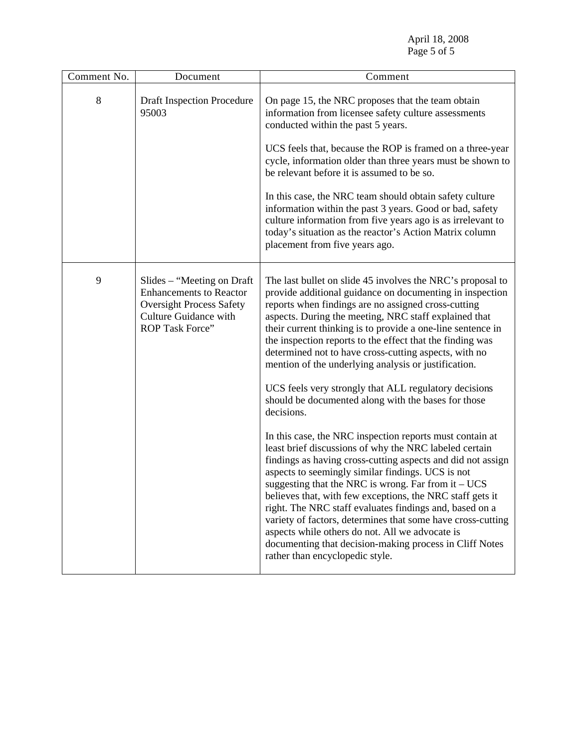| Comment No. | Document | Comment |
|---|---|---|
| 8 | Draft Inspection Procedure 95003 | On page 15, the NRC proposes that the team obtain information from licensee safety culture assessments conducted within the past 5 years.<br><br>UCS feels that, because the ROP is framed on a three-year cycle, information older than three years must be shown to be relevant before it is assumed to be so.<br><br>In this case, the NRC team should obtain safety culture information within the past 3 years. Good or bad, safety culture information from five years ago is as irrelevant to today's situation as the reactor's Action Matrix column placement from five years ago. |
| 9 | Slides – "Meeting on Draft Enhancements to Reactor Oversight Process Safety Culture Guidance with ROP Task Force" | The last bullet on slide 45 involves the NRC's proposal to provide additional guidance on documenting in inspection reports when findings are no assigned cross-cutting aspects. During the meeting, NRC staff explained that their current thinking is to provide a one-line sentence in the inspection reports to the effect that the finding was determined not to have cross-cutting aspects, with no mention of the underlying analysis or justification.<br><br>UCS feels very strongly that ALL regulatory decisions should be documented along with the bases for those decisions.<br><br>In this case, the NRC inspection reports must contain at least brief discussions of why the NRC labeled certain findings as having cross-cutting aspects and did not assign aspects to seemingly similar findings. UCS is not suggesting that the NRC is wrong. Far from it – UCS believes that, with few exceptions, the NRC staff gets it right. The NRC staff evaluates findings and, based on a variety of factors, determines that some have cross-cutting aspects while others do not. All we advocate is documenting that decision-making process in Cliff Notes rather than encyclopedic style. |